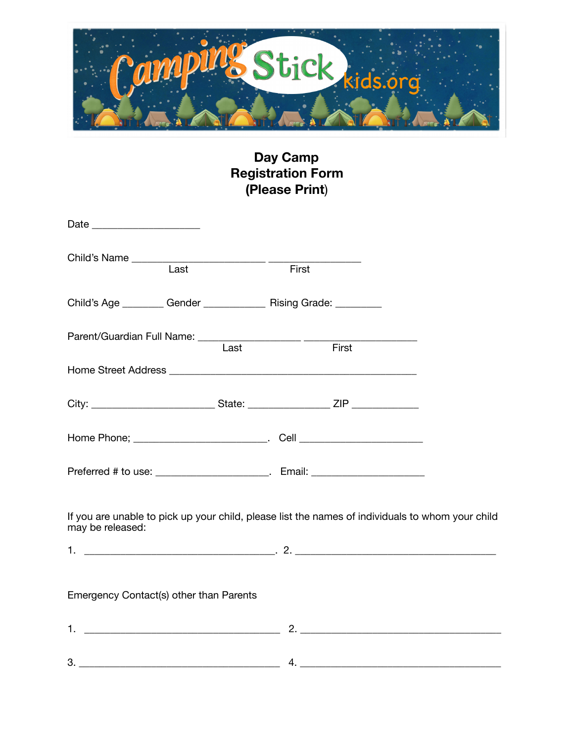CampingStick kids.org

# Day Camp
# Registration Form
# (Please Print)

Date ____________________

Child's Name _________________________ ________________
Last First

Child's Age _______ Gender ___________ Rising Grade: ________

Parent/Guardian Full Name: __________________ ____________________
Last First

Home Street Address ______________________________________________

City: ______________________ State: _______________ ZIP ____________

Home Phone; ________________________. Cell ______________________

Preferred # to use: ____________________. Email: ____________________

If you are unable to pick up your child, please list the names of individuals to whom your child may be released:

1. ___________________________________. 2. _____________________________________

Emergency Contact(s) other than Parents

1. ____________________________________ 2. _____________________________________

3. ____________________________________ 4. _____________________________________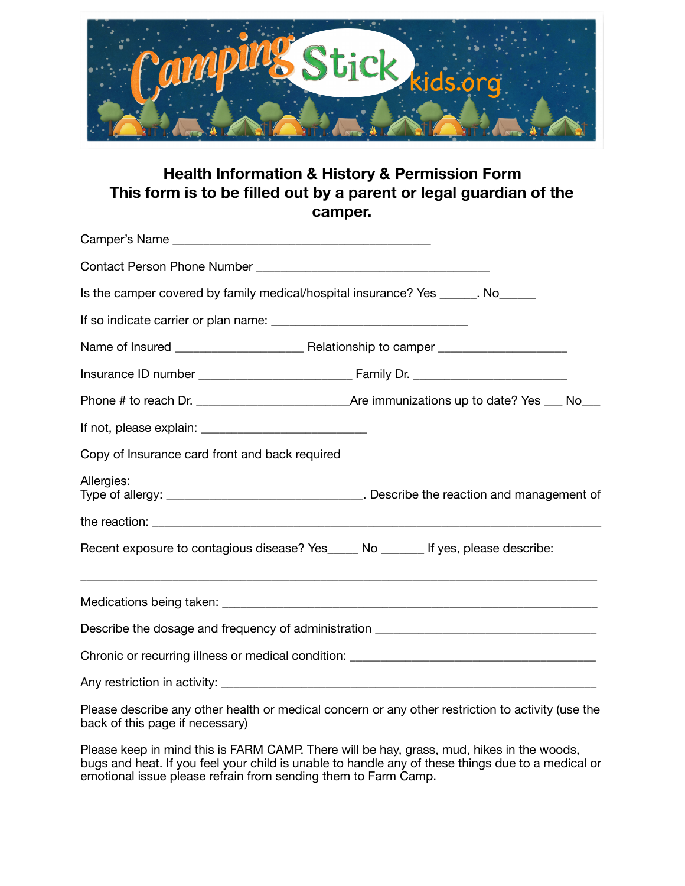## Health Information & History & Permission Form
## This form is to be filled out by a parent or legal guardian of the camper.

Camper's Name ________________________________________

Contact Person Phone Number ____________________________________

Is the camper covered by family medical/hospital insurance? Yes ______. No______

If so indicate carrier or plan name: ______________________________

Name of Insured ___________________ Relationship to camper ___________________

Insurance ID number _______________________ Family Dr. _______________________

Phone # to reach Dr. _______________________Are immunizations up to date? Yes ___ No___

If not, please explain: _________________________

Copy of Insurance card front and back required

Allergies:
Type of allergy: ______________________________. Describe the reaction and management of the reaction: _____________________________________________________________________

Recent exposure to contagious disease? Yes_____ No _______ If yes, please describe:

________________________________________________________________________________

Medications being taken: _________________________________________________________

Describe the dosage and frequency of administration __________________________________

Chronic or recurring illness or medical condition: _____________________________________

Any restriction in activity: _________________________________________________________

Please describe any other health or medical concern or any other restriction to activity (use the back of this page if necessary)

Please keep in mind this is FARM CAMP. There will be hay, grass, mud, hikes in the woods, bugs and heat. If you feel your child is unable to handle any of these things due to a medical or emotional issue please refrain from sending them to Farm Camp.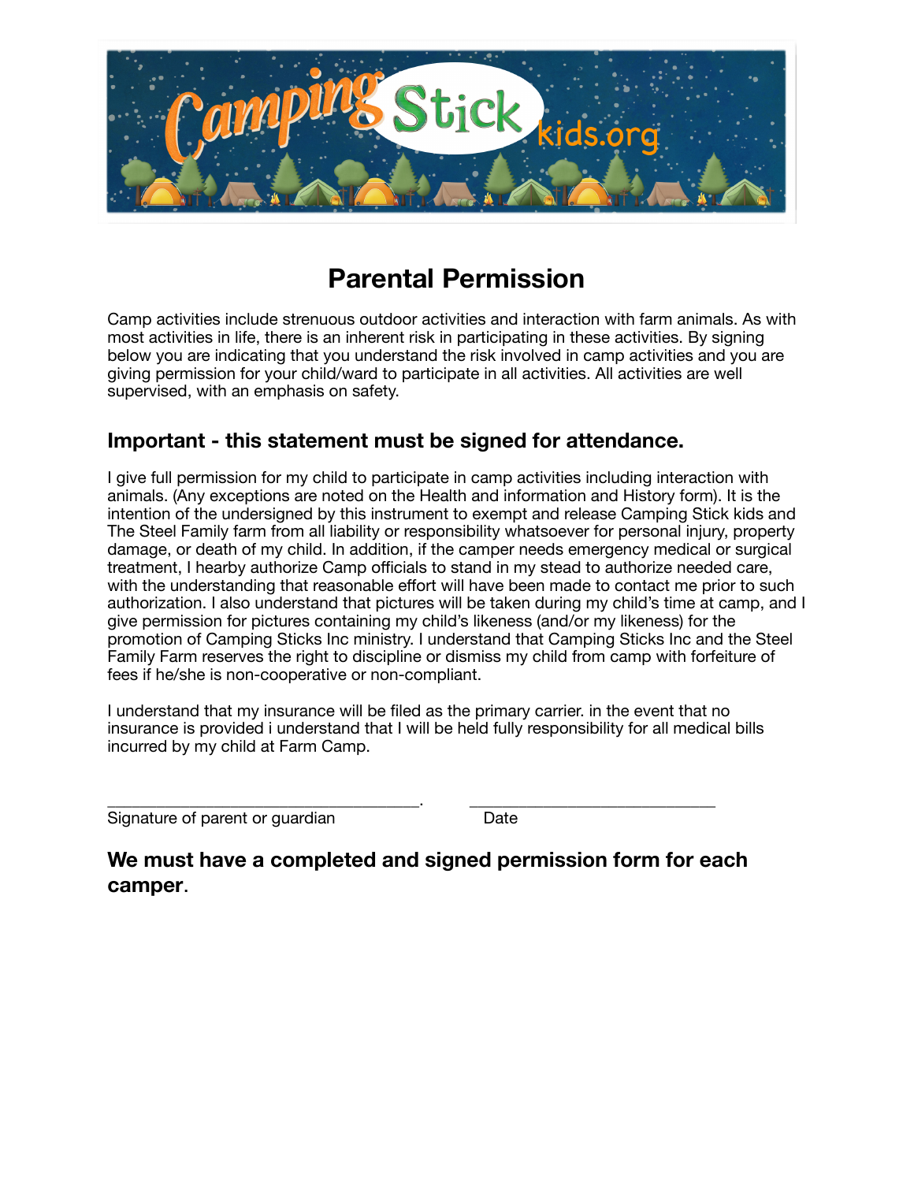# Parental Permission

Camp activities include strenuous outdoor activities and interaction with farm animals. As with most activities in life, there is an inherent risk in participating in these activities. By signing below you are indicating that you understand the risk involved in camp activities and you are giving permission for your child/ward to participate in all activities. All activities are well supervised, with an emphasis on safety.

## Important - this statement must be signed for attendance.

I give full permission for my child to participate in camp activities including interaction with animals. (Any exceptions are noted on the Health and information and History form). It is the intention of the undersigned by this instrument to exempt and release Camping Stick kids and The Steel Family farm from all liability or responsibility whatsoever for personal injury, property damage, or death of my child. In addition, if the camper needs emergency medical or surgical treatment, I hearby authorize Camp officials to stand in my stead to authorize needed care, with the understanding that reasonable effort will have been made to contact me prior to such authorization. I also understand that pictures will be taken during my child's time at camp, and I give permission for pictures containing my child's likeness (and/or my likeness) for the promotion of Camping Sticks Inc ministry. I understand that Camping Sticks Inc and the Steel Family Farm reserves the right to discipline or dismiss my child from camp with forfeiture of fees if he/she is non-cooperative or non-compliant.

I understand that my insurance will be filed as the primary carrier. in the event that no insurance is provided i understand that I will be held fully responsibility for all medical bills incurred by my child at Farm Camp.

____________________________________.          ____________________________

Signature of parent or guardian          Date

## We must have a completed and signed permission form for each camper.